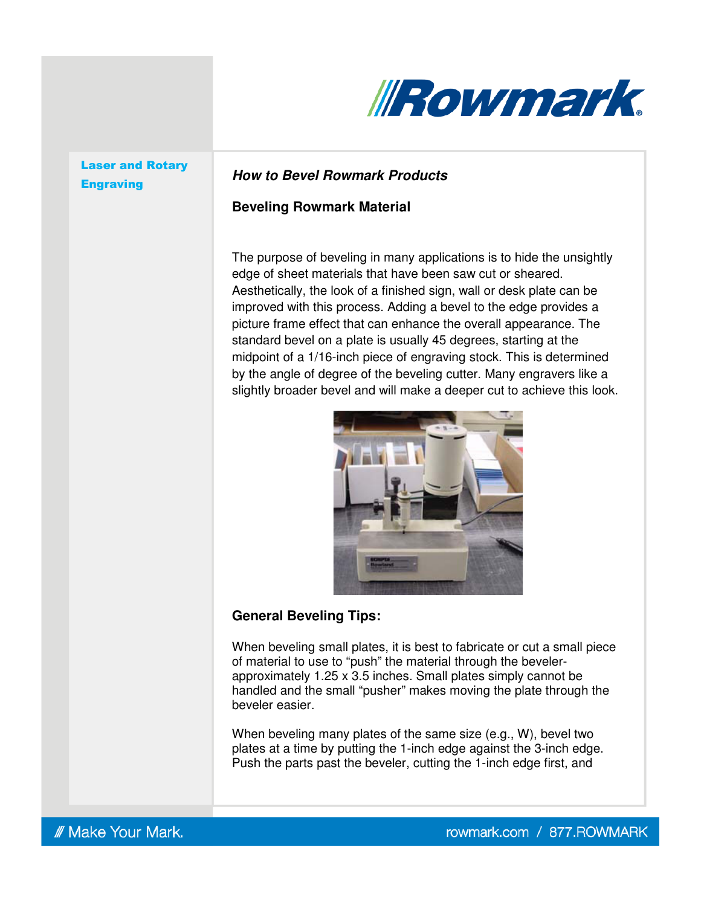**Laser and Rotary Engraving**

### *How to Bevel Rowmark Products*

### Beveling Rowmark Material

The purpose of beveling in many applications is to hide the unsightly edge of sheet materials that have been saw cut or sheared. Aesthetically, the look of a finished sign, wall or desk plate can be improved with this process. Adding a bevel to the edge provides a picture frame effect that can enhance the overall appearance. The standard bevel on a plate is usually 45 degrees, starting at the midpoint of a 1/16-inch piece of engraving stock. This is determined by the angle of degree of the beveling cutter. Many engravers like a slightly broader bevel and will make a deeper cut to achieve this look.

### General Beveling Tips:

When beveling small plates, it is best to fabricate or cut a small piece of material to use to "push" the material through the beveler- approximately 1.25 x 3.5 inches. Small plates simply cannot be handled and the small "pusher" makes moving the plate through the beveler easier.

When beveling many plates of the same size (e.g., W), bevel two plates at a time by putting the 1-inch edge against the 3-inch edge. Push the parts past the beveler, cutting the 1-inch edge first, and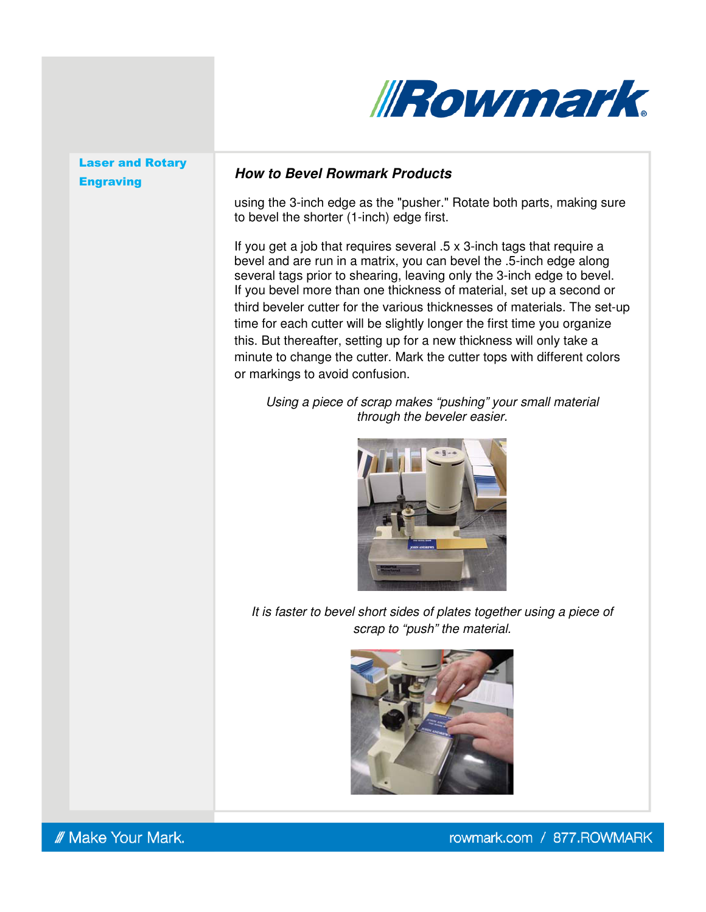## How to Bevel Rowmark Products

using the 3-inch edge as the "pusher." Rotate both parts, making sure to bevel the shorter (1-inch) edge first.

If you get a job that requires several .5 x 3-inch tags that require a bevel and are run in a matrix, you can bevel the .5-inch edge along several tags prior to shearing, leaving only the 3-inch edge to bevel. If you bevel more than one thickness of material, set up a second or third beveler cutter for the various thicknesses of materials. The set-up time for each cutter will be slightly longer the first time you organize this. But thereafter, setting up for a new thickness will only take a minute to change the cutter. Mark the cutter tops with different colors or markings to avoid confusion.

*Using a piece of scrap makes "pushing" your small material through the beveler easier.*

*It is faster to bevel short sides of plates together using a piece of scrap to "push" the material.*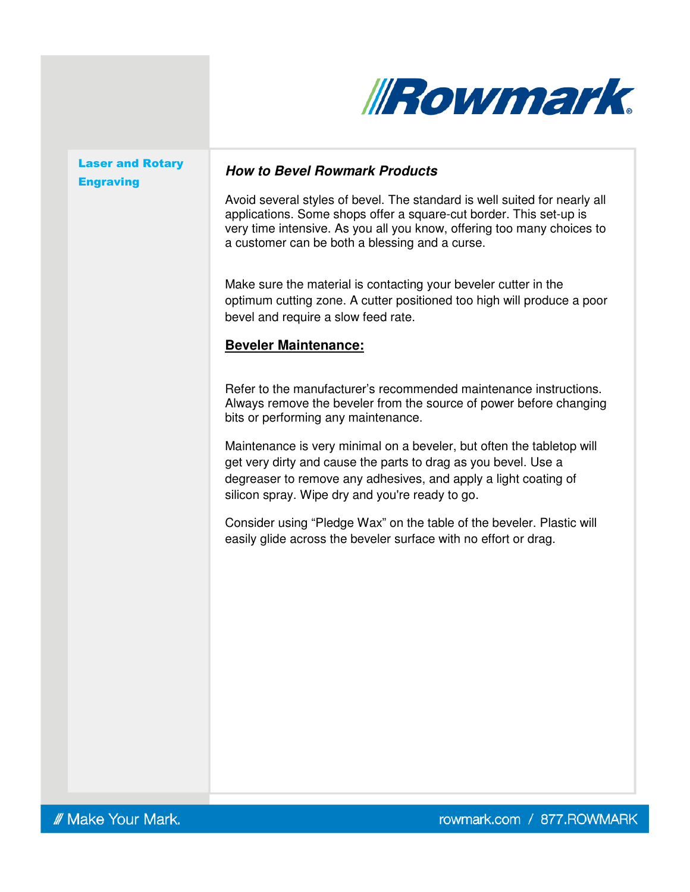Laser and Rotary Engraving

### *How to Bevel Rowmark Products*

Avoid several styles of bevel. The standard is well suited for nearly all applications. Some shops offer a square-cut border. This set-up is very time intensive. As you all you know, offering too many choices to a customer can be both a blessing and a curse.

Make sure the material is contacting your beveler cutter in the optimum cutting zone. A cutter positioned too high will produce a poor bevel and require a slow feed rate.

### Beveler Maintenance:

Refer to the manufacturer's recommended maintenance instructions. Always remove the beveler from the source of power before changing bits or performing any maintenance.

Maintenance is very minimal on a beveler, but often the tabletop will get very dirty and cause the parts to drag as you bevel. Use a degreaser to remove any adhesives, and apply a light coating of silicon spray. Wipe dry and you're ready to go.

Consider using "Pledge Wax" on the table of the beveler. Plastic will easily glide across the beveler surface with no effort or drag.